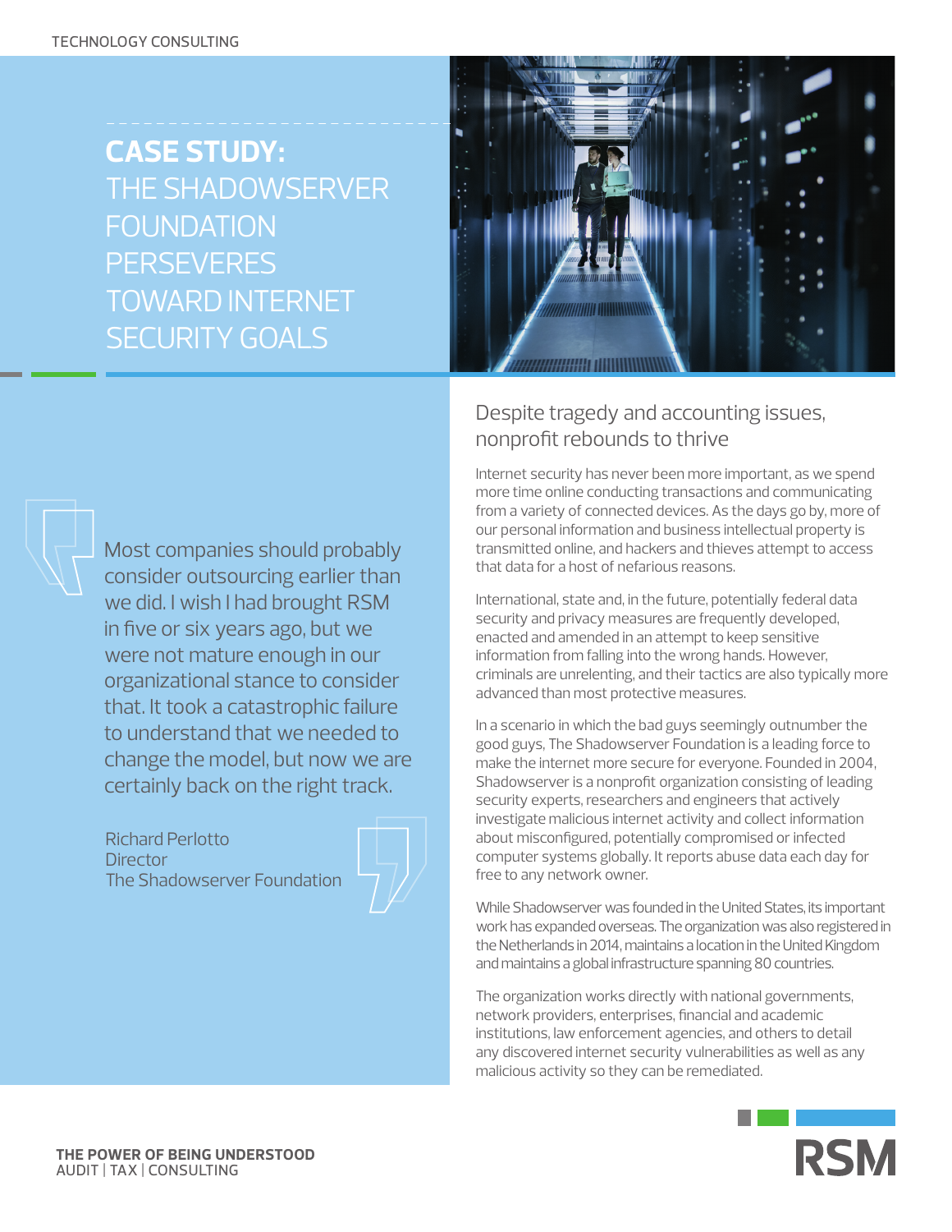TECHNOLOGY CONSULTING

# CASE STUDY: THE SHADOWSERVER FOUNDATION PERSEVERES TOWARD INTERNET SECURITY GOALS

> Most companies should probably consider outsourcing earlier than we did. I wish I had brought RSM in five or six years ago, but we were not mature enough in our organizational stance to consider that. It took a catastrophic failure to understand that we needed to change the model, but now we are certainly back on the right track.
>
> Richard Perlotto
> Director
> The Shadowserver Foundation

## Despite tragedy and accounting issues, nonprofit rebounds to thrive

Internet security has never been more important, as we spend more time online conducting transactions and communicating from a variety of connected devices. As the days go by, more of our personal information and business intellectual property is transmitted online, and hackers and thieves attempt to access that data for a host of nefarious reasons.

International, state and, in the future, potentially federal data security and privacy measures are frequently developed, enacted and amended in an attempt to keep sensitive information from falling into the wrong hands. However, criminals are unrelenting, and their tactics are also typically more advanced than most protective measures.

In a scenario in which the bad guys seemingly outnumber the good guys, The Shadowserver Foundation is a leading force to make the internet more secure for everyone. Founded in 2004, Shadowserver is a nonprofit organization consisting of leading security experts, researchers and engineers that actively investigate malicious internet activity and collect information about misconfigured, potentially compromised or infected computer systems globally. It reports abuse data each day for free to any network owner.

While Shadowserver was founded in the United States, its important work has expanded overseas. The organization was also registered in the Netherlands in 2014, maintains a location in the United Kingdom and maintains a global infrastructure spanning 80 countries.

The organization works directly with national governments, network providers, enterprises, financial and academic institutions, law enforcement agencies, and others to detail any discovered internet security vulnerabilities as well as any malicious activity so they can be remediated.

THE POWER OF BEING UNDERSTOOD
AUDIT | TAX | CONSULTING

RSM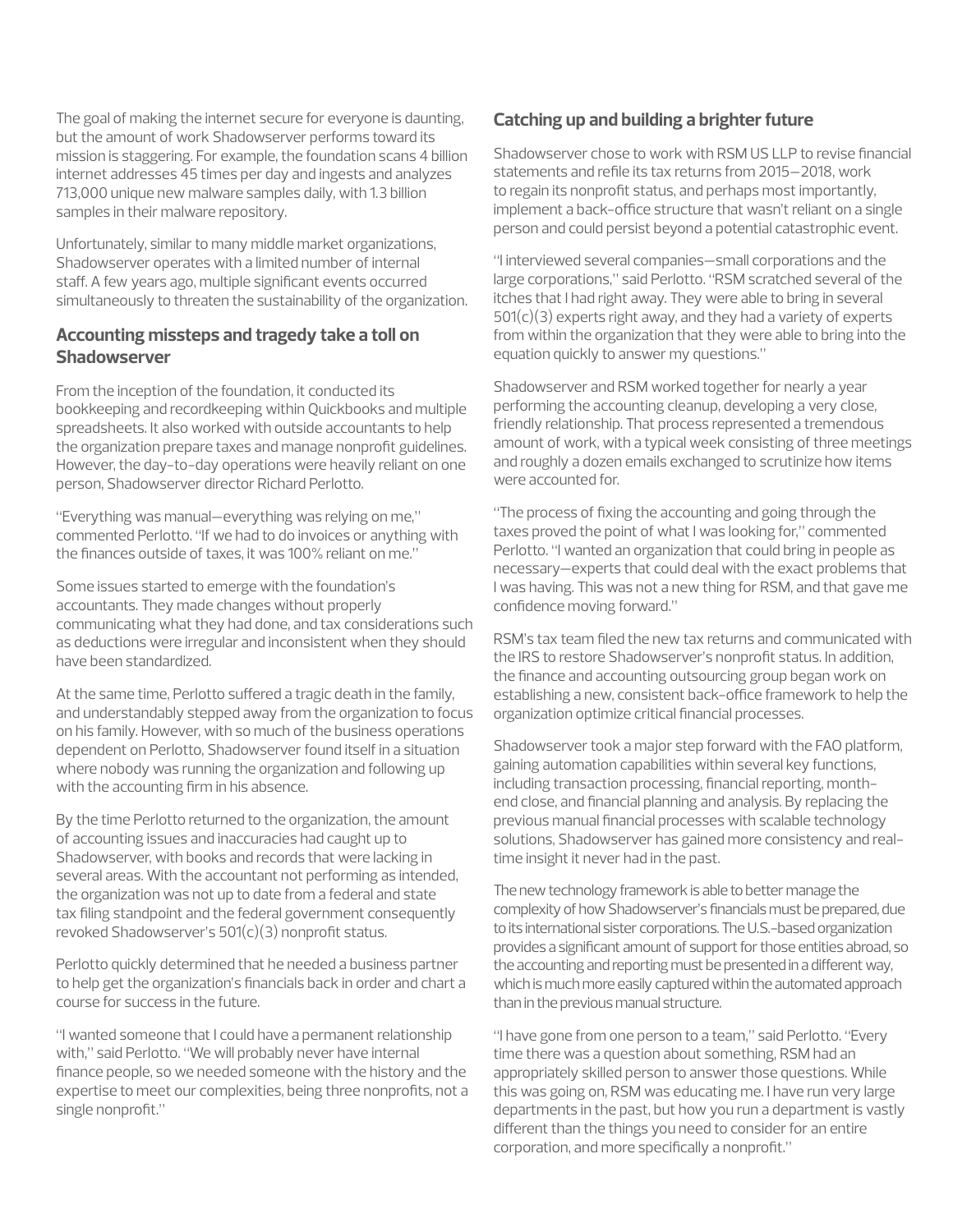The goal of making the internet secure for everyone is daunting, but the amount of work Shadowserver performs toward its mission is staggering. For example, the foundation scans 4 billion internet addresses 45 times per day and ingests and analyzes 713,000 unique new malware samples daily, with 1.3 billion samples in their malware repository.

Unfortunately, similar to many middle market organizations, Shadowserver operates with a limited number of internal staff. A few years ago, multiple significant events occurred simultaneously to threaten the sustainability of the organization.

## Accounting missteps and tragedy take a toll on Shadowserver

From the inception of the foundation, it conducted its bookkeeping and recordkeeping within Quickbooks and multiple spreadsheets. It also worked with outside accountants to help the organization prepare taxes and manage nonprofit guidelines. However, the day-to-day operations were heavily reliant on one person, Shadowserver director Richard Perlotto.

"Everything was manual—everything was relying on me," commented Perlotto. "If we had to do invoices or anything with the finances outside of taxes, it was 100% reliant on me."

Some issues started to emerge with the foundation's accountants. They made changes without properly communicating what they had done, and tax considerations such as deductions were irregular and inconsistent when they should have been standardized.

At the same time, Perlotto suffered a tragic death in the family, and understandably stepped away from the organization to focus on his family. However, with so much of the business operations dependent on Perlotto, Shadowserver found itself in a situation where nobody was running the organization and following up with the accounting firm in his absence.

By the time Perlotto returned to the organization, the amount of accounting issues and inaccuracies had caught up to Shadowserver, with books and records that were lacking in several areas. With the accountant not performing as intended, the organization was not up to date from a federal and state tax filing standpoint and the federal government consequently revoked Shadowserver's 501(c)(3) nonprofit status.

Perlotto quickly determined that he needed a business partner to help get the organization's financials back in order and chart a course for success in the future.

"I wanted someone that I could have a permanent relationship with," said Perlotto. "We will probably never have internal finance people, so we needed someone with the history and the expertise to meet our complexities, being three nonprofits, not a single nonprofit."

## Catching up and building a brighter future

Shadowserver chose to work with RSM US LLP to revise financial statements and refile its tax returns from 2015–2018, work to regain its nonprofit status, and perhaps most importantly, implement a back-office structure that wasn't reliant on a single person and could persist beyond a potential catastrophic event.

"I interviewed several companies—small corporations and the large corporations," said Perlotto. "RSM scratched several of the itches that I had right away. They were able to bring in several 501(c)(3) experts right away, and they had a variety of experts from within the organization that they were able to bring into the equation quickly to answer my questions."

Shadowserver and RSM worked together for nearly a year performing the accounting cleanup, developing a very close, friendly relationship. That process represented a tremendous amount of work, with a typical week consisting of three meetings and roughly a dozen emails exchanged to scrutinize how items were accounted for.

"The process of fixing the accounting and going through the taxes proved the point of what I was looking for," commented Perlotto. "I wanted an organization that could bring in people as necessary—experts that could deal with the exact problems that I was having. This was not a new thing for RSM, and that gave me confidence moving forward."

RSM's tax team filed the new tax returns and communicated with the IRS to restore Shadowserver's nonprofit status. In addition, the finance and accounting outsourcing group began work on establishing a new, consistent back-office framework to help the organization optimize critical financial processes.

Shadowserver took a major step forward with the FAO platform, gaining automation capabilities within several key functions, including transaction processing, financial reporting, month-end close, and financial planning and analysis. By replacing the previous manual financial processes with scalable technology solutions, Shadowserver has gained more consistency and real-time insight it never had in the past.

The new technology framework is able to better manage the complexity of how Shadowserver's financials must be prepared, due to its international sister corporations. The U.S.-based organization provides a significant amount of support for those entities abroad, so the accounting and reporting must be presented in a different way, which is much more easily captured within the automated approach than in the previous manual structure.

"I have gone from one person to a team," said Perlotto. "Every time there was a question about something, RSM had an appropriately skilled person to answer those questions. While this was going on, RSM was educating me. I have run very large departments in the past, but how you run a department is vastly different than the things you need to consider for an entire corporation, and more specifically a nonprofit."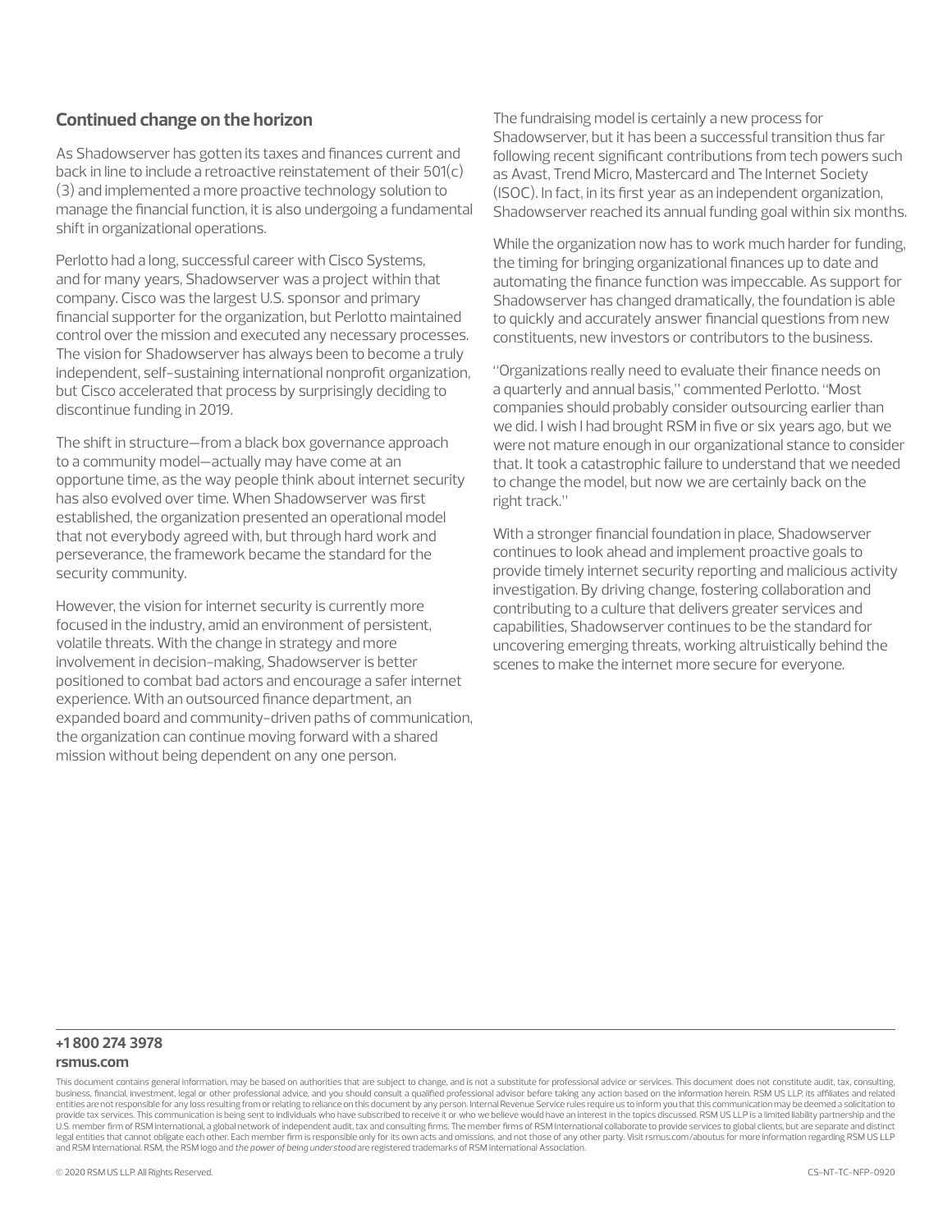## Continued change on the horizon

As Shadowserver has gotten its taxes and finances current and back in line to include a retroactive reinstatement of their 501(c)(3) and implemented a more proactive technology solution to manage the financial function, it is also undergoing a fundamental shift in organizational operations.

Perlotto had a long, successful career with Cisco Systems, and for many years, Shadowserver was a project within that company. Cisco was the largest U.S. sponsor and primary financial supporter for the organization, but Perlotto maintained control over the mission and executed any necessary processes. The vision for Shadowserver has always been to become a truly independent, self-sustaining international nonprofit organization, but Cisco accelerated that process by surprisingly deciding to discontinue funding in 2019.

The shift in structure—from a black box governance approach to a community model—actually may have come at an opportune time, as the way people think about internet security has also evolved over time. When Shadowserver was first established, the organization presented an operational model that not everybody agreed with, but through hard work and perseverance, the framework became the standard for the security community.

However, the vision for internet security is currently more focused in the industry, amid an environment of persistent, volatile threats. With the change in strategy and more involvement in decision-making, Shadowserver is better positioned to combat bad actors and encourage a safer internet experience. With an outsourced finance department, an expanded board and community-driven paths of communication, the organization can continue moving forward with a shared mission without being dependent on any one person.

The fundraising model is certainly a new process for Shadowserver, but it has been a successful transition thus far following recent significant contributions from tech powers such as Avast, Trend Micro, Mastercard and The Internet Society (ISOC). In fact, in its first year as an independent organization, Shadowserver reached its annual funding goal within six months.

While the organization now has to work much harder for funding, the timing for bringing organizational finances up to date and automating the finance function was impeccable. As support for Shadowserver has changed dramatically, the foundation is able to quickly and accurately answer financial questions from new constituents, new investors or contributors to the business.

"Organizations really need to evaluate their finance needs on a quarterly and annual basis," commented Perlotto. "Most companies should probably consider outsourcing earlier than we did. I wish I had brought RSM in five or six years ago, but we were not mature enough in our organizational stance to consider that. It took a catastrophic failure to understand that we needed to change the model, but now we are certainly back on the right track."

With a stronger financial foundation in place, Shadowserver continues to look ahead and implement proactive goals to provide timely internet security reporting and malicious activity investigation. By driving change, fostering collaboration and contributing to a culture that delivers greater services and capabilities, Shadowserver continues to be the standard for uncovering emerging threats, working altruistically behind the scenes to make the internet more secure for everyone.

**+1 800 274 3978**
**rsmus.com**

This document contains general information, may be based on authorities that are subject to change, and is not a substitute for professional advice or services. This document does not constitute audit, tax, consulting, business, financial, investment, legal or other professional advice, and you should consult a qualified professional advisor before taking any action based on the information herein. RSM US LLP, its affiliates and related entities are not responsible for any loss resulting from or relating to reliance on this document by any person. Internal Revenue Service rules require us to inform you that this communication may be deemed a solicitation to provide tax services. This communication is being sent to individuals who have subscribed to receive it or who we believe would have an interest in the topics discussed. RSM US LLP is a limited liability partnership and the U.S. member firm of RSM International, a global network of independent audit, tax and consulting firms. The member firms of RSM International collaborate to provide services to global clients, but are separate and distinct legal entities that cannot obligate each other. Each member firm is responsible only for its own acts and omissions, and not those of any other party. Visit rsmus.com/aboutus for more information regarding RSM US LLP and RSM International. RSM, the RSM logo and *the power of being understood* are registered trademarks of RSM International Association.

© 2020 RSM US LLP. All Rights Reserved.

CS-NT-TC-NFP-0920